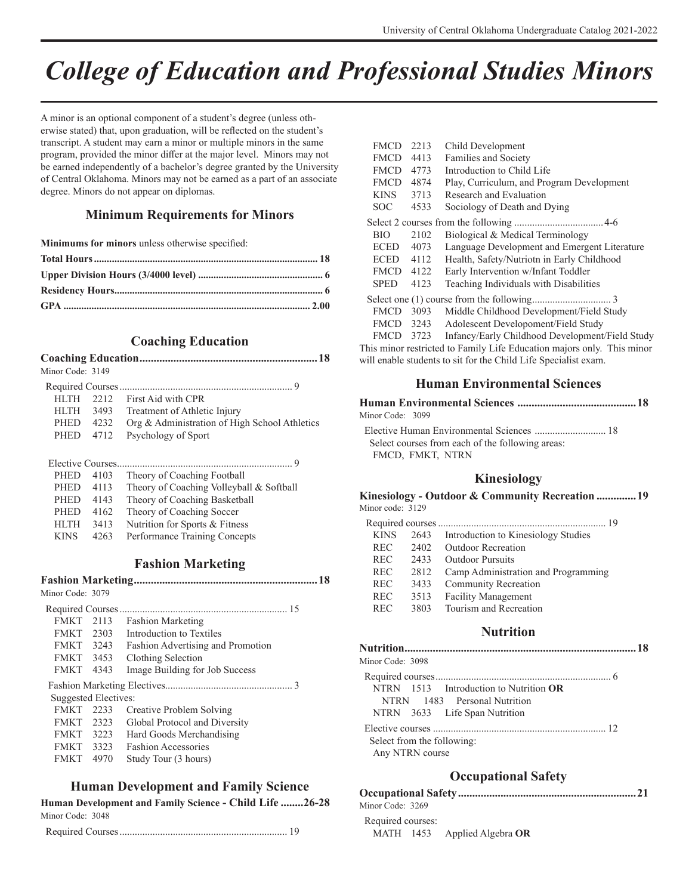// SCAFFOLD_END: The entire preceding region of this

# College of Education and Professional Studies Minors

A minor is an optional component of a student's degree (unless otherwise stated) that, upon graduation, will be reflected on the student's transcript. A student may earn a minor or multiple minors in the same program, provided the minor differ at the major level. Minors may not be earned independently of a bachelor's degree granted by the University of Central Oklahoma. Minors may not be earned as a part of an associate degree. Minors do not appear on diplomas.

## Minimum Requirements for Minors

**Minimums for minors** unless otherwise specified:

| | |
|---|---|
| **Total Hours** | **18** |
| **Upper Division Hours (3/4000 level)** | **6** |
| **Residency Hours** | **6** |
| **GPA** | **2.00** |

## Coaching Education

**Coaching Education ..... 18**

Minor Code: 3149

Required Courses ..... 9

| | | |
|---|---|---|
| HLTH | 2212 | First Aid with CPR |
| HLTH | 3493 | Treatment of Athletic Injury |
| PHED | 4232 | Org & Administration of High School Athletics |
| PHED | 4712 | Psychology of Sport |

Elective Courses ..... 9

| | | |
|---|---|---|
| PHED | 4103 | Theory of Coaching Football |
| PHED | 4113 | Theory of Coaching Volleyball & Softball |
| PHED | 4143 | Theory of Coaching Basketball |
| PHED | 4162 | Theory of Coaching Soccer |
| HLTH | 3413 | Nutrition for Sports & Fitness |
| KINS | 4263 | Performance Training Concepts |

## Fashion Marketing

**Fashion Marketing ..... 18**

Minor Code: 3079

Required Courses ..... 15

| | | |
|---|---|---|
| FMKT | 2113 | Fashion Marketing |
| FMKT | 2303 | Introduction to Textiles |
| FMKT | 3243 | Fashion Advertising and Promotion |
| FMKT | 3453 | Clothing Selection |
| FMKT | 4343 | Image Building for Job Success |

Fashion Marketing Electives ..... 3

Suggested Electives:

| | | |
|---|---|---|
| FMKT | 2233 | Creative Problem Solving |
| FMKT | 2323 | Global Protocol and Diversity |
| FMKT | 3223 | Hard Goods Merchandising |
| FMKT | 3323 | Fashion Accessories |
| FMKT | 4970 | Study Tour (3 hours) |

## Human Development and Family Science

**Human Development and Family Science - Child Life ..... 26-28**

Minor Code: 3048

Required Courses ..... 19

| | | |
|---|---|---|
| FMCD | 2213 | Child Development |
| FMCD | 4413 | Families and Society |
| FMCD | 4773 | Introduction to Child Life |
| FMCD | 4874 | Play, Curriculum, and Program Development |
| KINS | 3713 | Research and Evaluation |
| SOC | 4533 | Sociology of Death and Dying |

Select 2 courses from the following ..... 4-6

| | | |
|---|---|---|
| BIO | 2102 | Biological & Medical Terminology |
| ECED | 4073 | Language Development and Emergent Literature |
| ECED | 4112 | Health, Safety/Nutriotn in Early Childhood |
| FMCD | 4122 | Early Intervention w/Infant Toddler |
| SPED | 4123 | Teaching Individuals with Disabilities |

Select one (1) course from the following ..... 3

| | | |
|---|---|---|
| FMCD | 3093 | Middle Childhood Development/Field Study |
| FMCD | 3243 | Adolescent Developoment/Field Study |
| FMCD | 3723 | Infancy/Early Childhood Development/Field Study |

This minor restricted to Family Life Education majors only. This minor will enable students to sit for the Child Life Specialist exam.

## Human Environmental Sciences

**Human Environmental Sciences ..... 18**

Minor Code: 3099

Elective Human Environmental Sciences ..... 18

Select courses from each of the following areas:
FMCD, FMKT, NTRN

## Kinesiology

**Kinesiology - Outdoor & Community Recreation ..... 19**

Minor code: 3129

Required courses ..... 19

| | | |
|---|---|---|
| KINS | 2643 | Introduction to Kinesiology Studies |
| REC | 2402 | Outdoor Recreation |
| REC | 2433 | Outdoor Pursuits |
| REC | 2812 | Camp Administration and Programming |
| REC | 3433 | Community Recreation |
| REC | 3513 | Facility Management |
| REC | 3803 | Tourism and Recreation |

## Nutrition

**Nutrition ..... 18**

Minor Code: 3098

Required courses ..... 6

NTRN 1513 Introduction to Nutrition **OR**
NTRN 1483 Personal Nutrition
NTRN 3633 Life Span Nutrition

Elective courses ..... 12

Select from the following:
Any NTRN course

## Occupational Safety

**Occupational Safety ..... 21**

Minor Code: 3269

Required courses:

MATH 1453 Applied Algebra **OR**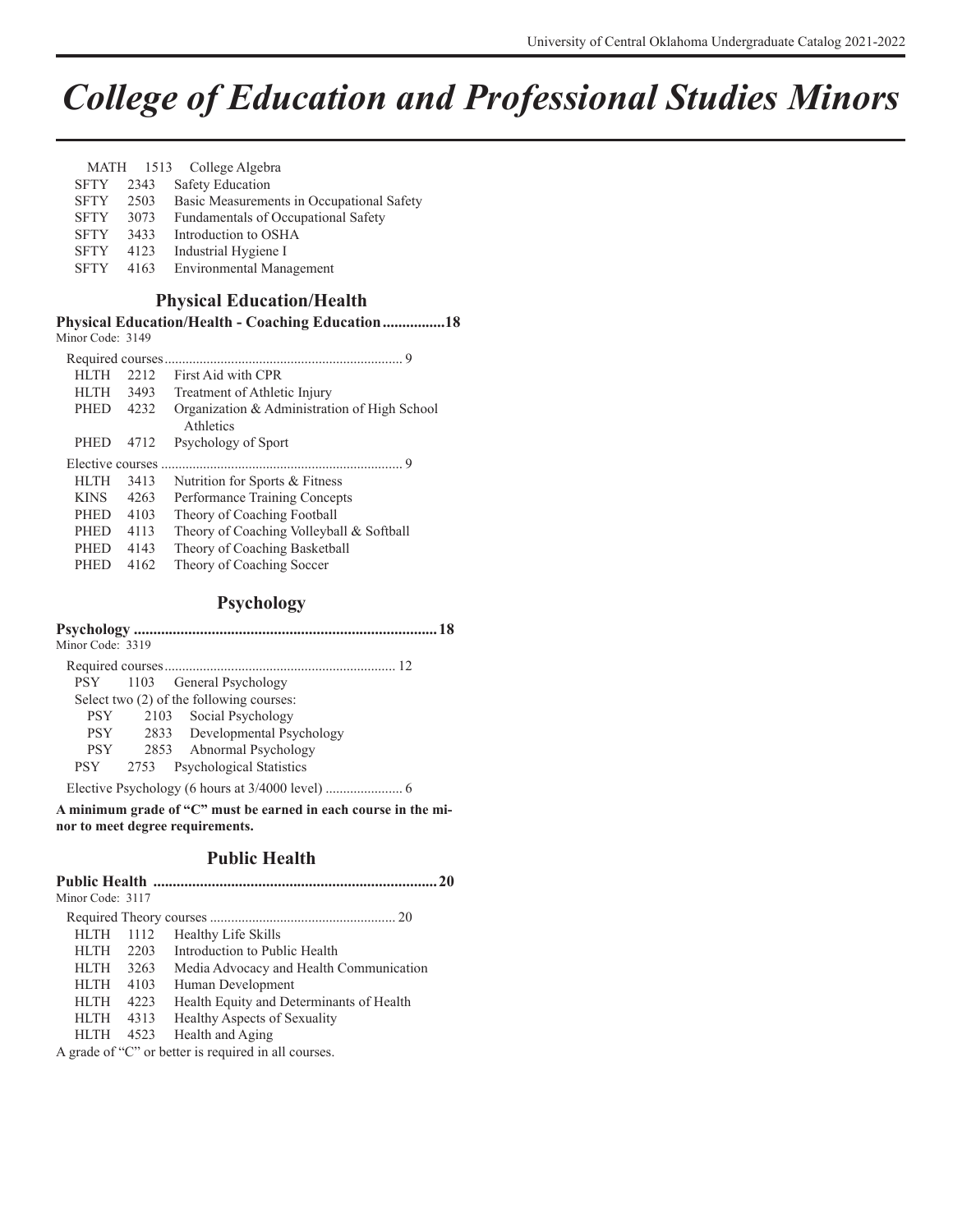# College of Education and Professional Studies Minors

MATH 1513 College Algebra
SFTY 2343 Safety Education
SFTY 2503 Basic Measurements in Occupational Safety
SFTY 3073 Fundamentals of Occupational Safety
SFTY 3433 Introduction to OSHA
SFTY 4123 Industrial Hygiene I
SFTY 4163 Environmental Management

## Physical Education/Health

**Physical Education/Health - Coaching Education................18**
Minor Code: 3149

Required courses................................................................... 9

HLTH 2212 First Aid with CPR
HLTH 3493 Treatment of Athletic Injury
PHED 4232 Organization & Administration of High School Athletics
PHED 4712 Psychology of Sport

Elective courses .................................................................... 9

HLTH 3413 Nutrition for Sports & Fitness
KINS 4263 Performance Training Concepts
PHED 4103 Theory of Coaching Football
PHED 4113 Theory of Coaching Volleyball & Softball
PHED 4143 Theory of Coaching Basketball
PHED 4162 Theory of Coaching Soccer

## Psychology

**Psychology .............................................................................18**
Minor Code: 3319

Required courses................................................................. 12

PSY 1103 General Psychology

Select two (2) of the following courses:

- PSY 2103 Social Psychology
- PSY 2833 Developmental Psychology
- PSY 2853 Abnormal Psychology

PSY 2753 Psychological Statistics

Elective Psychology (6 hours at 3/4000 level) ...................... 6

**A minimum grade of "C" must be earned in each course in the minor to meet degree requirements.**

## Public Health

**Public Health ........................................................................20**
Minor Code: 3117

Required Theory courses ..................................................... 20

HLTH 1112 Healthy Life Skills
HLTH 2203 Introduction to Public Health
HLTH 3263 Media Advocacy and Health Communication
HLTH 4103 Human Development
HLTH 4223 Health Equity and Determinants of Health
HLTH 4313 Healthy Aspects of Sexuality
HLTH 4523 Health and Aging

A grade of "C" or better is required in all courses.